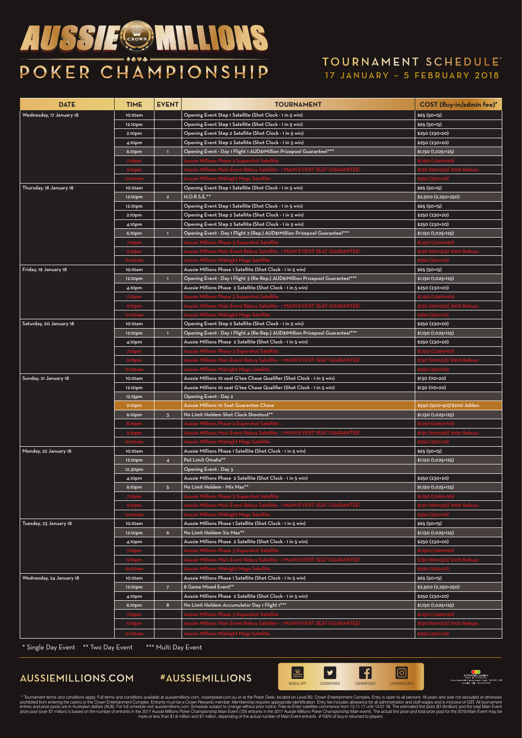# AUSSIE MILLIONS POKER CHAMPIONSHIP

## TOURNAMENT SCHEDULE^
## 17 JANUARY – 5 FEBRUARY 2018

| DATE | TIME | EVENT | TOURNAMENT | COST (Buy-in/admin fee)* |
|---|---|---|---|---|
| Wednesday, 17 January 18 | 10.10am | | Opening Event Step 1 Satellite (Shot Clock - 1 in 5 win) | $65 (50+15) |
| | 12.10pm | | Opening Event Step 1 Satellite (Shot Clock - 1 in 5 win) | $65 (50+15) |
| | 2.10pm | | Opening Event Step 2 Satellite (Shot Clock - 1 in 5 win) | $250 (230+20) |
| | 4.10pm | | Opening Event Step 2 Satellite (Shot Clock - 1 in 5 win) | $250 (230+20) |
| | 6.10pm | 1 | Opening Event - Day 1 Flight 1 AUD$1Million Prizepool Guarantee!*** | $1,150 (1,025+125) |
| | 7.10pm | | Aussie Millions Phase 3 Supershot Satellite | $1,150 (1,060+90) |
| | 9.10pm | | Aussie Millions Main Event Rebuy Satellite - 1 MAIN EVENT SEAT GUARANTEE! | $130 (100+30)/ $100 Rebuys |
| | 12:00am | | Aussie Millions Midnight Mega Satellite | $250 (230+20) |
| Thursday, 18 January 18 | 10.10am | | Opening Event Step 1 Satellite (Shot Clock - 1 in 5 win) | $65 (50+15) |
| | 12.10pm | 2 | H.O.R.S.E.** | $2,500 (2,250+250) |
| | 12.10pm | | Opening Event Step 1 Satellite (Shot Clock - 1 in 5 win) | $65 (50+15) |
| | 2.10pm | | Opening Event Step 2 Satellite (Shot Clock - 1 in 5 win) | $250 (230+20) |
| | 4.10pm | | Opening Event Step 2 Satellite (Shot Clock - 1 in 5 win) | $250 (230+20) |
| | 6.10pm | 1 | Opening Event - Day 1 Flight 2 (Rep.) AUD$1Million Prizepool Guarantee!*** | $1,150 (1,025+125) |
| | 7.10pm | | Aussie Millions Phase 3 Supershot Satellite | $1,150 (1,060+90) |
| | 9.10pm | | Aussie Millions Main Event Rebuy Satellite - 1 MAIN EVENT SEAT GUARANTEE! | $130 (100+30)/ $100 Rebuys |
| | 12:00am | | Aussie Millions Midnight Mega Satellite | $250 (230+20) |
| Friday, 19 January 18 | 10.10am | | Aussie Millions Phase 1 Satellite (Shot Clock - 1 in 5 win) | $65 (50+15) |
| | 12.10pm | 1 | Opening Event - Day 1 Flight 3 (Re-Rep.) AUD$1Million Prizepool Guarantee!*** | $1,150 (1,025+125) |
| | 4.10pm | | Aussie Millions Phase 2 Satellite (Shot Clock - 1 in 5 win) | $250 (230+20) |
| | 7.10pm | | Aussie Millions Phase 3 Supershot Satellite | $1,150 (1,060+90) |
| | 9.10pm | | Aussie Millions Main Event Rebuy Satellite - 1 MAIN EVENT SEAT GUARANTEE! | $130 (100+30)/ $100 Rebuys |
| | 12:00am | | Aussie Millions Midnight Mega Satellite | $250 (230+20) |
| Saturday, 20 January 18 | 10.10am | | Opening Event Step 2 Satellite (Shot Clock - 1 in 5 win) | $250 (230+20) |
| | 12.10pm | 1 | Opening Event - Day 1 Flight 4 (Re-Rep.) AUD$1Million Prizepool Guarantee!*** | $1,150 (1,025+125) |
| | 4.10pm | | Aussie Millions Phase 2 Satellite (Shot Clock - 1 in 5 win) | $250 (230+20) |
| | 7.10pm | | Aussie Millions Phase 3 Supershot Satellite | $1,150 (1,060+90) |
| | 9.10pm | | Aussie Millions Main Event Rebuy Satellite - 1 MAIN EVENT SEAT GUARANTEE! | $130 (100+30)/ $100 Rebuys |
| | 12:00am | | Aussie Millions Midnight Mega Satellite | $250 (230+20) |
| Sunday, 21 January 18 | 10.10am | | Aussie Millions 10 seat G'tee Chase Qualifier (Shot Clock - 1 in 5 win) | $130 (110+20) |
| | 12.10pm | | Aussie Millions 10 seat G'tee Chase Qualifier (Shot Clock - 1 in 5 win) | $130 (110+20) |
| | 12.15pm | | Opening Event - Day 2 | |
| | 2.10pm | | Aussie Millions 10 Seat Guarantee Chase | $550 (500+50)/$200 Addon |
| | 6.10pm | 3 | No Limit Holdem Shot Clock Shootout** | $1,150 (1,025+125) |
| | 8.10pm | | Aussie Millions Phase 3 Supershot Satellite | $1,150 (1,060+90) |
| | 9.10pm | | Aussie Millions Main Event Rebuy Satellite - 1 MAIN EVENT SEAT GUARANTEE! | $130 (100+30)/ $100 Rebuys |
| | 12:00am | | Aussie Millions Midnight Mega Satellite | $250 (230+20) |
| Monday, 22 January 18 | 10.10am | | Aussie Millions Phase 1 Satellite (Shot Clock - 1 in 5 win) | $65 (50+15) |
| | 12.10pm | 4 | Pot Limit Omaha** | $1,150 (1,025+125) |
| | 12.30pm | | Opening Event - Day 3 | |
| | 4.10pm | | Aussie Millions Phase 2 Satellite (Shot Clock - 1 in 5 win) | $250 (230+20) |
| | 6.10pm | 5 | No Limit Holdem - Mix Max** | $1,150 (1,025+125) |
| | 7.10pm | | Aussie Millions Phase 3 Supershot Satellite | $1,150 (1,060+90) |
| | 9.10pm | | Aussie Millions Main Event Rebuy Satellite - 1 MAIN EVENT SEAT GUARANTEE! | $130 (100+30)/ $100 Rebuys |
| | 12:00am | | Aussie Millions Midnight Mega Satellite | $250 (230+20) |
| Tuesday, 23 January 18 | 10.10am | | Aussie Millions Phase 1 Satellite (Shot Clock - 1 in 5 win) | $65 (50+15) |
| | 12.10pm | 6 | No Limit Holdem Six Max** | $1,150 (1,025+125) |
| | 4.10pm | | Aussie Millions Phase 2 Satellite (Shot Clock - 1 in 5 win) | $250 (230+20) |
| | 7.10pm | | Aussie Millions Phase 3 Supershot Satellite | $1,150 (1,060+90) |
| | 9.10pm | | Aussie Millions Main Event Rebuy Satellite - 1 MAIN EVENT SEAT GUARANTEE! | $130 (100+30)/ $100 Rebuys |
| | 12:00am | | Aussie Millions Midnight Mega Satellite | $250 (230+20) |
| Wednesday, 24 January 18 | 10.10am | | Aussie Millions Phase 1 Satellite (Shot Clock - 1 in 5 win) | $65 (50+15) |
| | 12.10pm | 7 | 8 Game Mixed Event** | $2,500 (2,250+250) |
| | 4.10pm | | Aussie Millions Phase 2 Satellite (Shot Clock - 1 in 5 win) | $250 (230+20) |
| | 6.10pm | 8 | No Limit Holdem Accumulator Day 1 Flight 1*** | $1,150 (1,025+125) |
| | 7.10pm | | Aussie Millions Phase 3 Supershot Satellite | $1,150 (1,060+90) |
| | 9.10pm | | Aussie Millions Main Event Rebuy Satellite - 1 MAIN EVENT SEAT GUARANTEE! | $130 (100+30)/ $100 Rebuys |
| | 12:00am | | Aussie Millions Midnight Mega Satellite | $250 (230+20) |

\* Single Day Event  \*\* Two Day Event  \*\*\* Multi Day Event

AUSSIEMILLIONS.COM  #AUSSIEMILLIONS

MOBILE APP  CROWNPOKER  CROWNPOKER  CROWNRESORTS

^ Tournament terms and conditions apply. Full terms and conditions available at aussiemillions.com, crownpoker.com.au or at the Poker Desk, located on Level B2, Crown Entertainment Complex. Entry is open to all persons 18 years and over not excluded or otherwise prohibited from entering the casino or the Crown Entertainment Complex. Entrants must be a Crown Rewards member. Membership requires appropriate identification. Entry fee includes allowance for all administration and staff wages and is inclusive of GST. All tournament entries and prize pools are in Australian dollars (AU$). For full schedule visit aussiemillions.com. Schedule subject to change without prior notice. Free-to-Enter satellites commence from 13.11.17 until 13.01.18. The estimated first prize ($1.6million) and the total Main Event prize pool (over $7 million) is based on the number of entrants in the 2017 Aussie Millions Poker Championship Main Event (725 entrants in the 2017 Aussie Millions Poker Championship Main event). The actual first prize and total prize pool for the 2018 Main Event may be more or less than $1.6 million and $7 million, depending of the actual number of Main Event entrants. #100% of buy-in returned to players.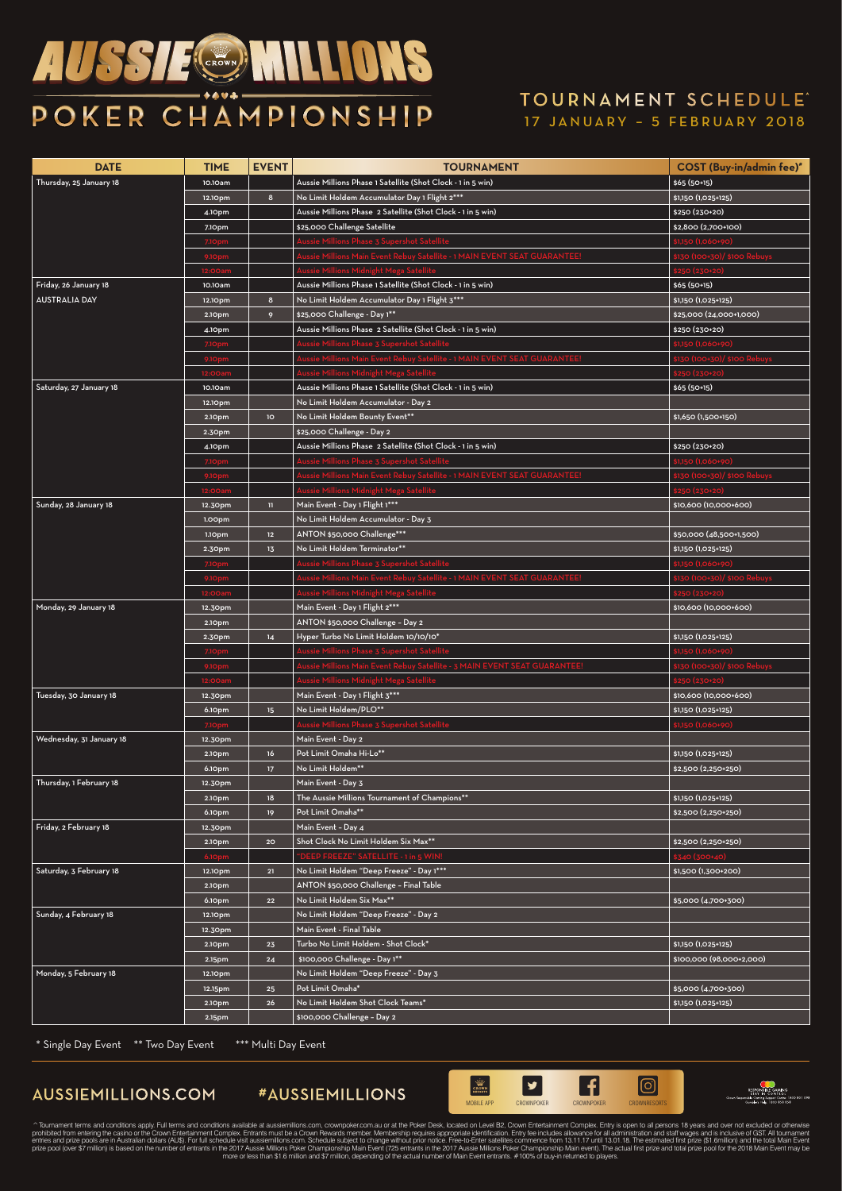# AUSSIE MILLIONS POKER CHAMPIONSHIP

## TOURNAMENT SCHEDULE^
## 17 JANUARY – 5 FEBRUARY 2018

| DATE | TIME | EVENT | TOURNAMENT | COST (Buy-in/admin fee)# |
|---|---|---|---|---|
| Thursday, 25 January 18 | 10.10am | | Aussie Millions Phase 1 Satellite (Shot Clock - 1 in 5 win) | $65 (50+15) |
| | 12.10pm | 8 | No Limit Holdem Accumulator Day 1 Flight 2*** | $1,150 (1,025+125) |
| | 4.10pm | | Aussie Millions Phase 2 Satellite (Shot Clock - 1 in 5 win) | $250 (230+20) |
| | 7.10pm | | $25,000 Challenge Satellite | $2,800 (2,700+100) |
| | 7.10pm | | Aussie Millions Phase 3 Supershot Satellite | $1,150 (1,060+90) |
| | 9.10pm | | Aussie Millions Main Event Rebuy Satellite - 1 MAIN EVENT SEAT GUARANTEE! | $130 (100+30)/ $100 Rebuys |
| | 12:00am | | Aussie Millions Midnight Mega Satellite | $250 (230+20) |
| Friday, 26 January 18 | 10.10am | | Aussie Millions Phase 1 Satellite (Shot Clock - 1 in 5 win) | $65 (50+15) |
| AUSTRALIA DAY | 12.10pm | 8 | No Limit Holdem Accumulator Day 1 Flight 3*** | $1,150 (1,025+125) |
| | 2.10pm | 9 | $25,000 Challenge - Day 1** | $25,000 (24,000+1,000) |
| | 4.10pm | | Aussie Millions Phase 2 Satellite (Shot Clock - 1 in 5 win) | $250 (230+20) |
| | 7.10pm | | Aussie Millions Phase 3 Supershot Satellite | $1,150 (1,060+90) |
| | 9.10pm | | Aussie Millions Main Event Rebuy Satellite - 1 MAIN EVENT SEAT GUARANTEE! | $130 (100+30)/ $100 Rebuys |
| | 12:00am | | Aussie Millions Midnight Mega Satellite | $250 (230+20) |
| Saturday, 27 January 18 | 10.10am | | Aussie Millions Phase 1 Satellite (Shot Clock - 1 in 5 win) | $65 (50+15) |
| | 12.10pm | | No Limit Holdem Accumulator - Day 2 | |
| | 2.10pm | 10 | No Limit Holdem Bounty Event** | $1,650 (1,500+150) |
| | 2.30pm | | $25,000 Challenge - Day 2 | |
| | 4.10pm | | Aussie Millions Phase 2 Satellite (Shot Clock - 1 in 5 win) | $250 (230+20) |
| | 7.10pm | | Aussie Millions Phase 3 Supershot Satellite | $1,150 (1,060+90) |
| | 9.10pm | | Aussie Millions Main Event Rebuy Satellite - 1 MAIN EVENT SEAT GUARANTEE! | $130 (100+30)/ $100 Rebuys |
| | 12:00am | | Aussie Millions Midnight Mega Satellite | $250 (230+20) |
| Sunday, 28 January 18 | 12.30pm | 11 | Main Event - Day 1 Flight 1*** | $10,600 (10,000+600) |
| | 1.00pm | | No Limit Holdem Accumulator - Day 3 | |
| | 1.10pm | 12 | ANTON $50,000 Challenge*** | $50,000 (48,500+1,500) |
| | 2.30pm | 13 | No Limit Holdem Terminator** | $1,150 (1,025+125) |
| | 7.10pm | | Aussie Millions Phase 3 Supershot Satellite | $1,150 (1,060+90) |
| | 9.10pm | | Aussie Millions Main Event Rebuy Satellite - 1 MAIN EVENT SEAT GUARANTEE! | $130 (100+30)/ $100 Rebuys |
| | 12:00am | | Aussie Millions Midnight Mega Satellite | $250 (230+20) |
| Monday, 29 January 18 | 12.30pm | | Main Event - Day 1 Flight 2*** | $10,600 (10,000+600) |
| | 2.10pm | | ANTON $50,000 Challenge - Day 2 | |
| | 2.30pm | 14 | Hyper Turbo No Limit Holdem 10/10/10* | $1,150 (1,025+125) |
| | 7.10pm | | Aussie Millions Phase 3 Supershot Satellite | $1,150 (1,060+90) |
| | 9.10pm | | Aussie Millions Main Event Rebuy Satellite - 3 MAIN EVENT SEAT GUARANTEE! | $130 (100+30)/ $100 Rebuys |
| | 12:00am | | Aussie Millions Midnight Mega Satellite | $250 (230+20) |
| Tuesday, 30 January 18 | 12.30pm | | Main Event - Day 1 Flight 3*** | $10,600 (10,000+600) |
| | 6.10pm | 15 | No Limit Holdem/PLO** | $1,150 (1,025+125) |
| | 7.10pm | | Aussie Millions Phase 3 Supershot Satellite | $1,150 (1,060+90) |
| Wednesday, 31 January 18 | 12.30pm | | Main Event - Day 2 | |
| | 2.10pm | 16 | Pot Limit Omaha Hi-Lo** | $1,150 (1,025+125) |
| | 6.10pm | 17 | No Limit Holdem** | $2,500 (2,250+250) |
| Thursday, 1 February 18 | 12.30pm | | Main Event - Day 3 | |
| | 2.10pm | 18 | The Aussie Millions Tournament of Champions** | $1,150 (1,025+125) |
| | 6.10pm | 19 | Pot Limit Omaha** | $2,500 (2,250+250) |
| Friday, 2 February 18 | 12.30pm | | Main Event - Day 4 | |
| | 2.10pm | 20 | Shot Clock No Limit Holdem Six Max** | $2,500 (2,250+250) |
| | 6.10pm | | "DEEP FREEZE" SATELLITE - 1 in 5 WIN! | $340 (300+40) |
| Saturday, 3 February 18 | 12.10pm | 21 | No Limit Holdem "Deep Freeze" - Day 1*** | $1,500 (1,300+200) |
| | 2.10pm | | ANTON $50,000 Challenge – Final Table | |
| | 6.10pm | 22 | No Limit Holdem Six Max** | $5,000 (4,700+300) |
| Sunday, 4 February 18 | 12.10pm | | No Limit Holdem "Deep Freeze" - Day 2 | |
| | 12.30pm | | Main Event - Final Table | |
| | 2.10pm | 23 | Turbo No Limit Holdem - Shot Clock* | $1,150 (1,025+125) |
| | 2.15pm | 24 | $100,000 Challenge - Day 1** | $100,000 (98,000+2,000) |
| Monday, 5 February 18 | 12.10pm | | No Limit Holdem "Deep Freeze" - Day 3 | |
| | 12.15pm | 25 | Pot Limit Omaha* | $5,000 (4,700+300) |
| | 2.10pm | 26 | No Limit Holdem Shot Clock Teams* | $1,150 (1,025+125) |
| | 2.15pm | | $100,000 Challenge – Day 2 | |

\* Single Day Event  ** Two Day Event  *** Multi Day Event

AUSSIEMILLIONS.COM  #AUSSIEMILLIONS

MOBILE APP  CROWNPOKER  CROWNPOKER  CROWNRESORTS

^ Tournament terms and conditions apply. Full terms and conditions available at aussiemillions.com, crownpoker.com.au or at the Poker Desk, located on Level B2, Crown Entertainment Complex. Entry is open to all persons 18 years and over not excluded or otherwise prohibited from entering the casino or the Crown Entertainment Complex. Entrants must be a Crown Rewards member. Membership requires appropriate identification. Entry fee includes allowance for all administration and staff wages and is inclusive of GST. All tournament entries and prize pools are in Australian dollars (AU$). For full schedule visit aussiemillions.com. Schedule subject to change without prior notice. Free-to-Enter satellites commence from 13.11.17 until 13.01.18. The estimated first prize ($1.6million) and the total Main Event prize pool (over $7 million) is based on the number of entrants in the 2017 Aussie Millions Poker Championship Main Event (725 entrants in the 2017 Aussie Millions Poker Championship Main event). The actual first prize and total prize pool for the 2018 Main Event may be more or less than $1.6 million and $7 million, depending of the actual number of Main Event entrants. #100% of buy-in returned to players.